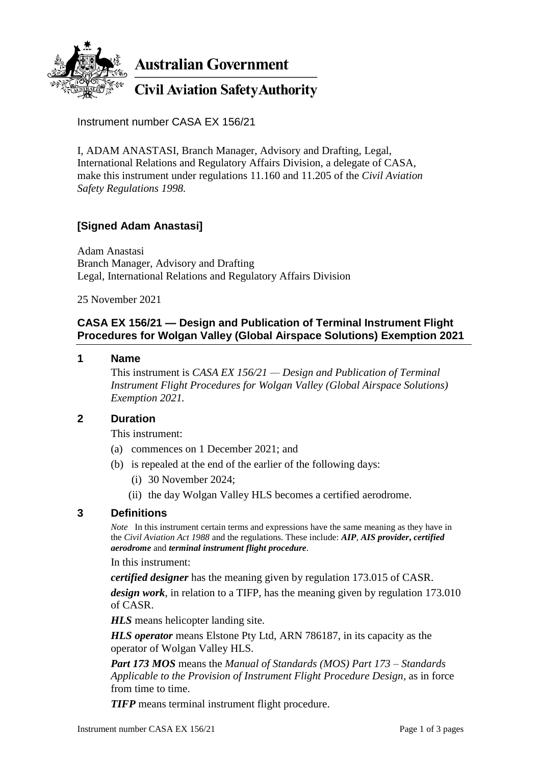Australian Government

Civil Aviation Safety Authority

Instrument number CASA EX 156/21

I, ADAM ANASTASI, Branch Manager, Advisory and Drafting, Legal, International Relations and Regulatory Affairs Division, a delegate of CASA, make this instrument under regulations 11.160 and 11.205 of the *Civil Aviation Safety Regulations 1998.*

**[Signed Adam Anastasi]**

Adam Anastasi
Branch Manager, Advisory and Drafting
Legal, International Relations and Regulatory Affairs Division

25 November 2021

## CASA EX 156/21 — Design and Publication of Terminal Instrument Flight Procedures for Wolgan Valley (Global Airspace Solutions) Exemption 2021

### 1 Name

This instrument is *CASA EX 156/21 — Design and Publication of Terminal Instrument Flight Procedures for Wolgan Valley (Global Airspace Solutions) Exemption 2021.*

### 2 Duration

This instrument:

(a) commences on 1 December 2021; and

(b) is repealed at the end of the earlier of the following days:

(i) 30 November 2024;

(ii) the day Wolgan Valley HLS becomes a certified aerodrome.

### 3 Definitions

*Note* In this instrument certain terms and expressions have the same meaning as they have in the *Civil Aviation Act 1988* and the regulations. These include: ***AIP***, ***AIS provider***, ***certified aerodrome*** and ***terminal instrument flight procedure***.

In this instrument:

***certified designer*** has the meaning given by regulation 173.015 of CASR.

***design work***, in relation to a TIFP, has the meaning given by regulation 173.010 of CASR.

***HLS*** means helicopter landing site.

***HLS operator*** means Elstone Pty Ltd, ARN 786187, in its capacity as the operator of Wolgan Valley HLS.

***Part 173 MOS*** means the *Manual of Standards (MOS) Part 173 – Standards Applicable to the Provision of Instrument Flight Procedure Design*, as in force from time to time.

***TIFP*** means terminal instrument flight procedure.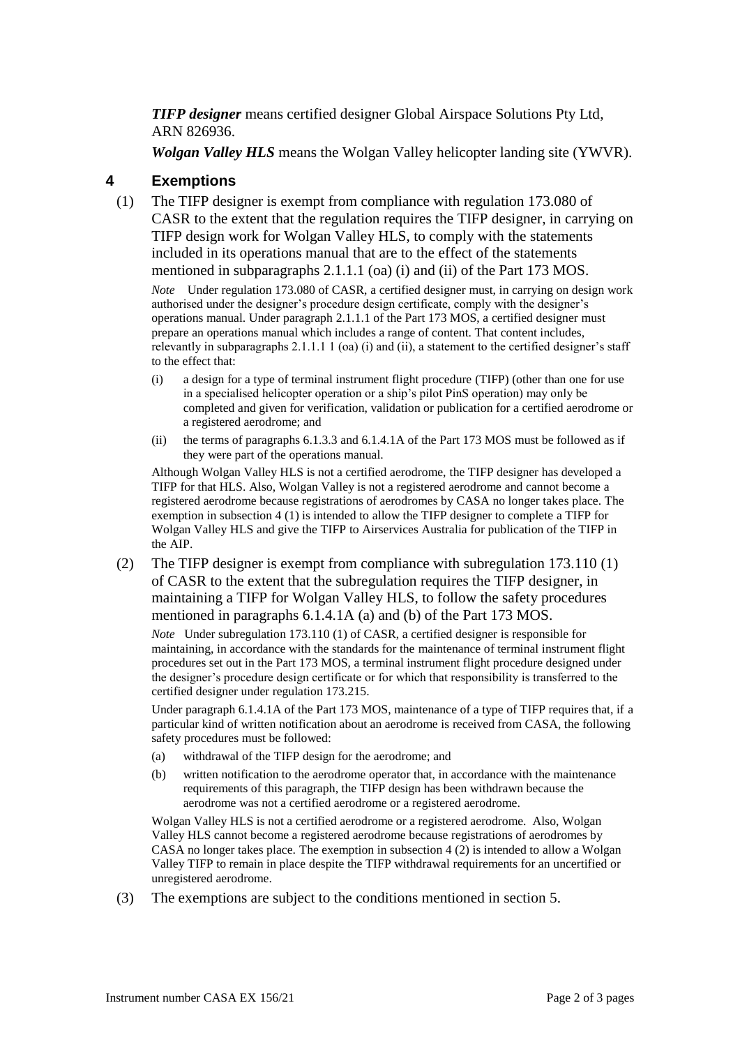***TIFP designer*** means certified designer Global Airspace Solutions Pty Ltd, ARN 826936.

***Wolgan Valley HLS*** means the Wolgan Valley helicopter landing site (YWVR).

## 4 Exemptions

(1) The TIFP designer is exempt from compliance with regulation 173.080 of CASR to the extent that the regulation requires the TIFP designer, in carrying on TIFP design work for Wolgan Valley HLS, to comply with the statements included in its operations manual that are to the effect of the statements mentioned in subparagraphs 2.1.1.1 (oa) (i) and (ii) of the Part 173 MOS.

*Note* Under regulation 173.080 of CASR, a certified designer must, in carrying on design work authorised under the designer's procedure design certificate, comply with the designer's operations manual. Under paragraph 2.1.1.1 of the Part 173 MOS, a certified designer must prepare an operations manual which includes a range of content. That content includes, relevantly in subparagraphs 2.1.1.1 1 (oa) (i) and (ii), a statement to the certified designer's staff to the effect that:

(i) a design for a type of terminal instrument flight procedure (TIFP) (other than one for use in a specialised helicopter operation or a ship's pilot PinS operation) may only be completed and given for verification, validation or publication for a certified aerodrome or a registered aerodrome; and

(ii) the terms of paragraphs 6.1.3.3 and 6.1.4.1A of the Part 173 MOS must be followed as if they were part of the operations manual.

Although Wolgan Valley HLS is not a certified aerodrome, the TIFP designer has developed a TIFP for that HLS. Also, Wolgan Valley is not a registered aerodrome and cannot become a registered aerodrome because registrations of aerodromes by CASA no longer takes place. The exemption in subsection 4 (1) is intended to allow the TIFP designer to complete a TIFP for Wolgan Valley HLS and give the TIFP to Airservices Australia for publication of the TIFP in the AIP.

(2) The TIFP designer is exempt from compliance with subregulation 173.110 (1) of CASR to the extent that the subregulation requires the TIFP designer, in maintaining a TIFP for Wolgan Valley HLS, to follow the safety procedures mentioned in paragraphs 6.1.4.1A (a) and (b) of the Part 173 MOS.

*Note* Under subregulation 173.110 (1) of CASR, a certified designer is responsible for maintaining, in accordance with the standards for the maintenance of terminal instrument flight procedures set out in the Part 173 MOS, a terminal instrument flight procedure designed under the designer's procedure design certificate or for which that responsibility is transferred to the certified designer under regulation 173.215.

Under paragraph 6.1.4.1A of the Part 173 MOS, maintenance of a type of TIFP requires that, if a particular kind of written notification about an aerodrome is received from CASA, the following safety procedures must be followed:

(a) withdrawal of the TIFP design for the aerodrome; and

(b) written notification to the aerodrome operator that, in accordance with the maintenance requirements of this paragraph, the TIFP design has been withdrawn because the aerodrome was not a certified aerodrome or a registered aerodrome.

Wolgan Valley HLS is not a certified aerodrome or a registered aerodrome. Also, Wolgan Valley HLS cannot become a registered aerodrome because registrations of aerodromes by CASA no longer takes place. The exemption in subsection 4 (2) is intended to allow a Wolgan Valley TIFP to remain in place despite the TIFP withdrawal requirements for an uncertified or unregistered aerodrome.

(3) The exemptions are subject to the conditions mentioned in section 5.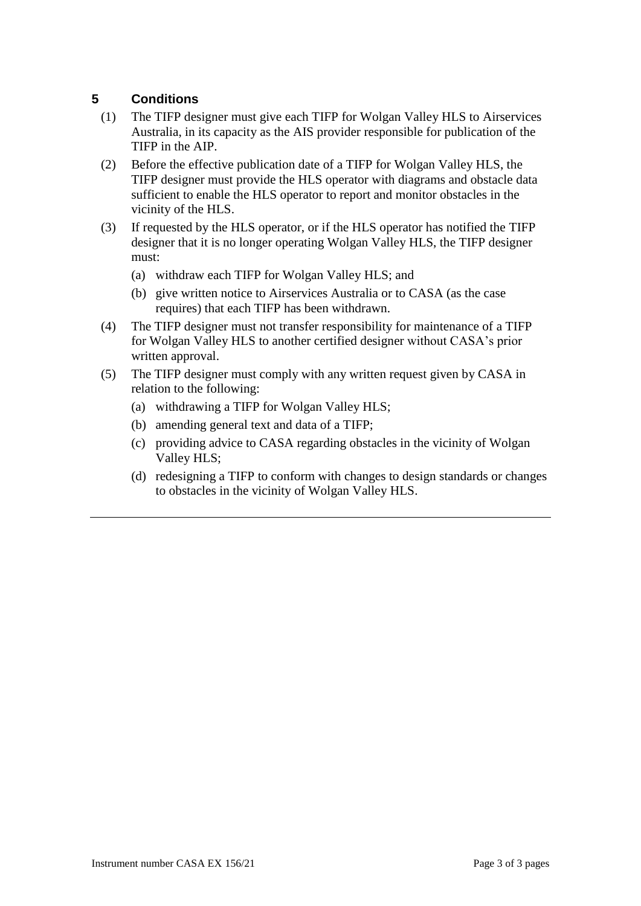## 5 Conditions

(1) The TIFP designer must give each TIFP for Wolgan Valley HLS to Airservices Australia, in its capacity as the AIS provider responsible for publication of the TIFP in the AIP.

(2) Before the effective publication date of a TIFP for Wolgan Valley HLS, the TIFP designer must provide the HLS operator with diagrams and obstacle data sufficient to enable the HLS operator to report and monitor obstacles in the vicinity of the HLS.

(3) If requested by the HLS operator, or if the HLS operator has notified the TIFP designer that it is no longer operating Wolgan Valley HLS, the TIFP designer must:

(a) withdraw each TIFP for Wolgan Valley HLS; and

(b) give written notice to Airservices Australia or to CASA (as the case requires) that each TIFP has been withdrawn.

(4) The TIFP designer must not transfer responsibility for maintenance of a TIFP for Wolgan Valley HLS to another certified designer without CASA's prior written approval.

(5) The TIFP designer must comply with any written request given by CASA in relation to the following:

(a) withdrawing a TIFP for Wolgan Valley HLS;

(b) amending general text and data of a TIFP;

(c) providing advice to CASA regarding obstacles in the vicinity of Wolgan Valley HLS;

(d) redesigning a TIFP to conform with changes to design standards or changes to obstacles in the vicinity of Wolgan Valley HLS.